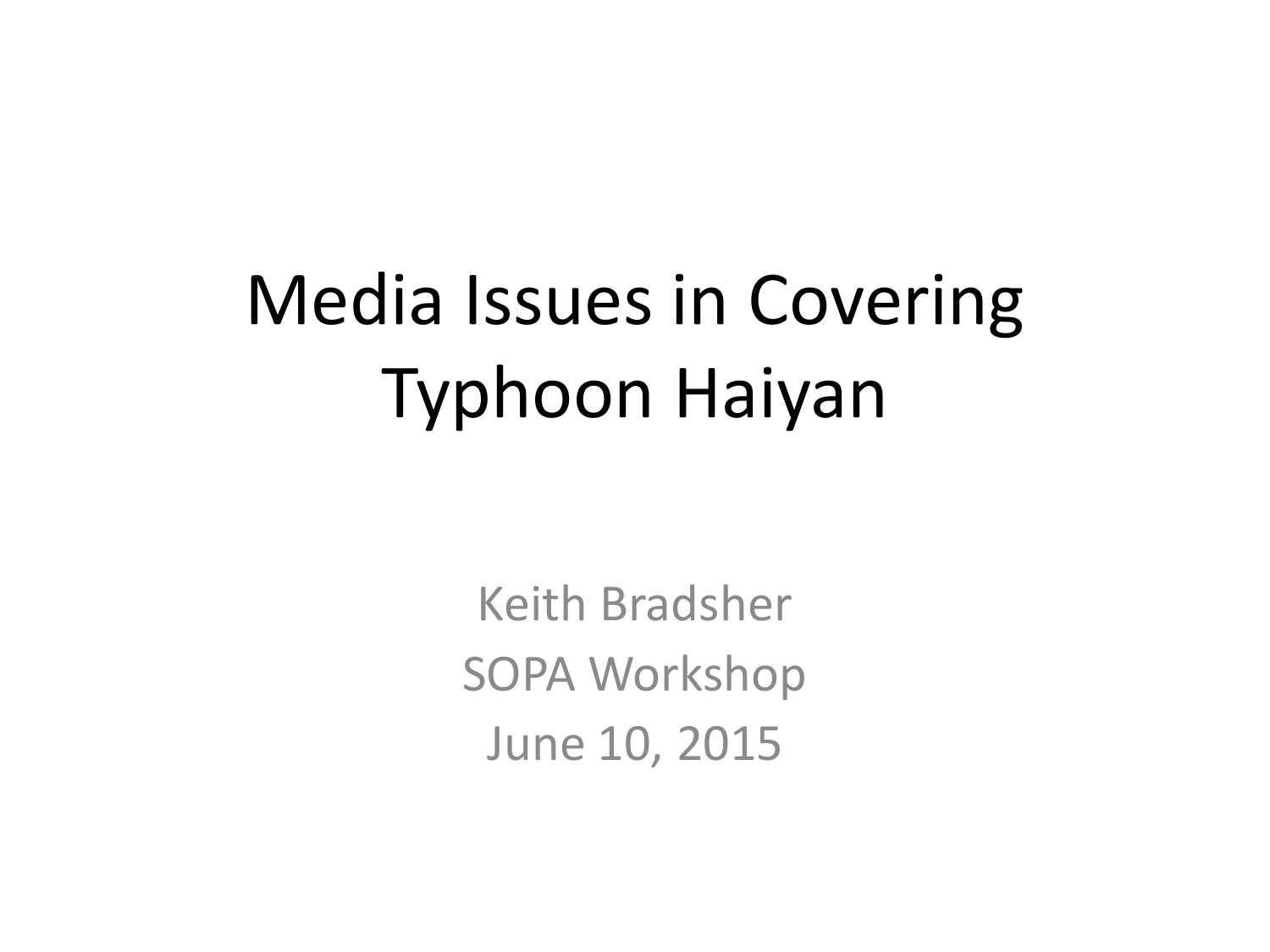# Media Issues in Covering Typhoon Haiyan

Keith Bradsher

SOPA Workshop

June 10, 2015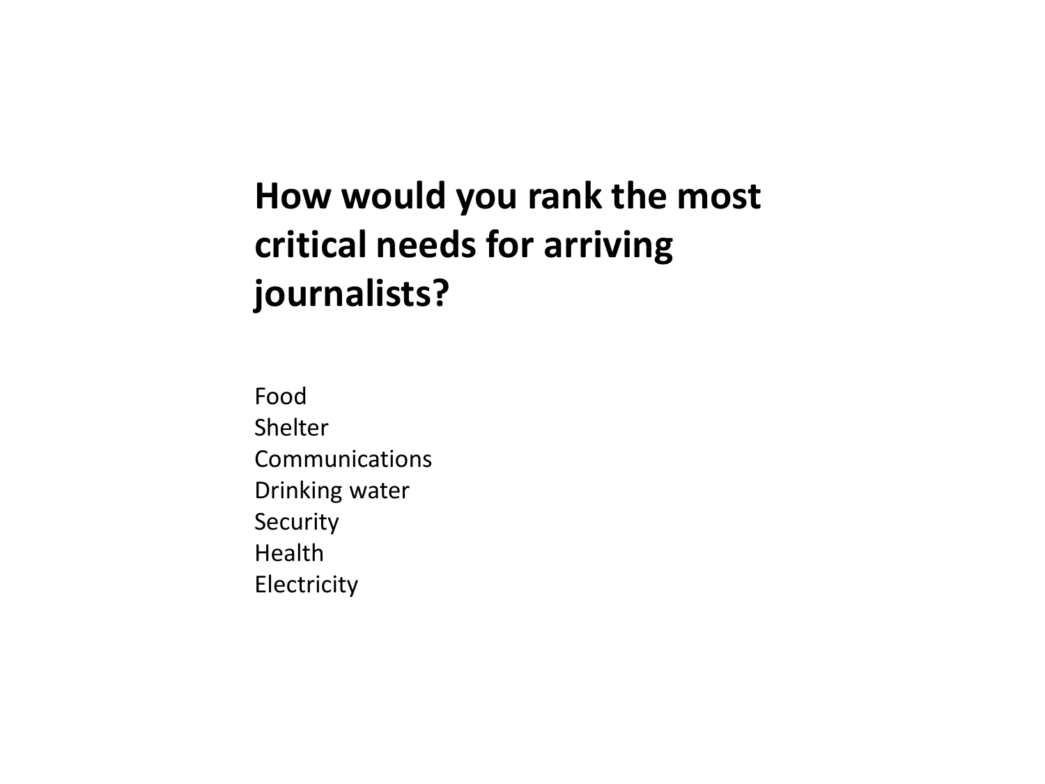## How would you rank the most critical needs for arriving journalists?

Food
Shelter
Communications
Drinking water
Security
Health
Electricity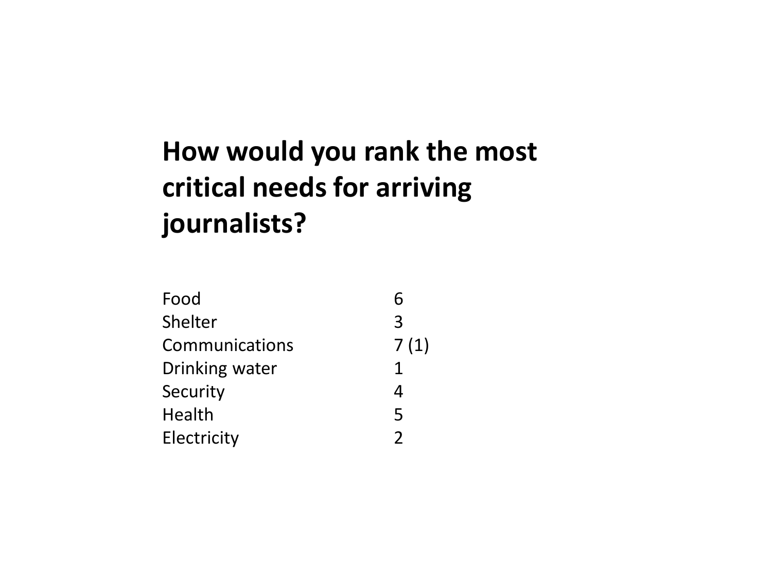# How would you rank the most critical needs for arriving journalists?

| | |
|---|---|
| Food | 6 |
| Shelter | 3 |
| Communications | 7 (1) |
| Drinking water | 1 |
| Security | 4 |
| Health | 5 |
| Electricity | 2 |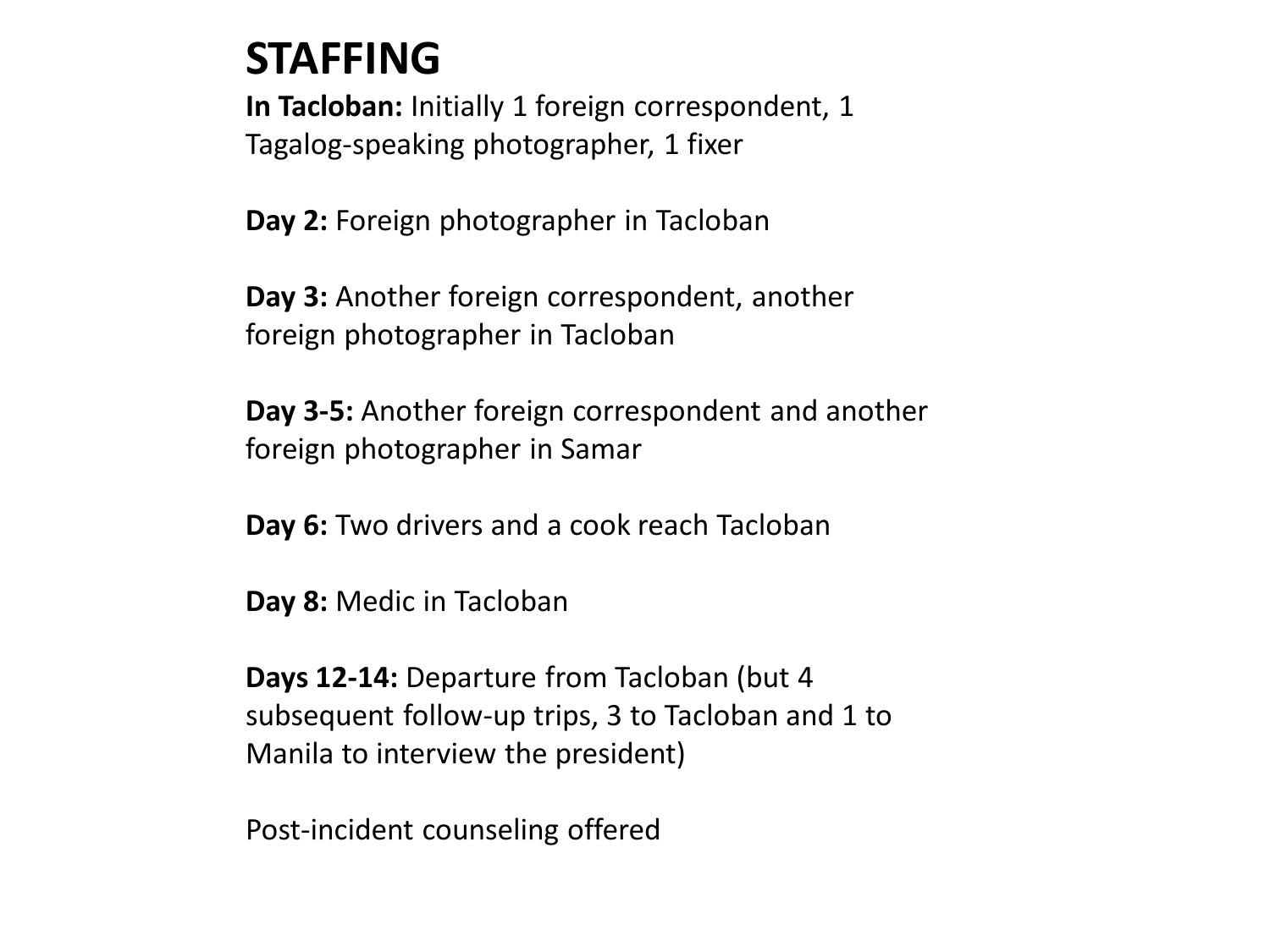# STAFFING

**In Tacloban:** Initially 1 foreign correspondent, 1 Tagalog-speaking photographer, 1 fixer

**Day 2:** Foreign photographer in Tacloban

**Day 3:** Another foreign correspondent, another foreign photographer in Tacloban

**Day 3-5:** Another foreign correspondent and another foreign photographer in Samar

**Day 6:** Two drivers and a cook reach Tacloban

**Day 8:** Medic in Tacloban

**Days 12-14:** Departure from Tacloban (but 4 subsequent follow-up trips, 3 to Tacloban and 1 to Manila to interview the president)

Post-incident counseling offered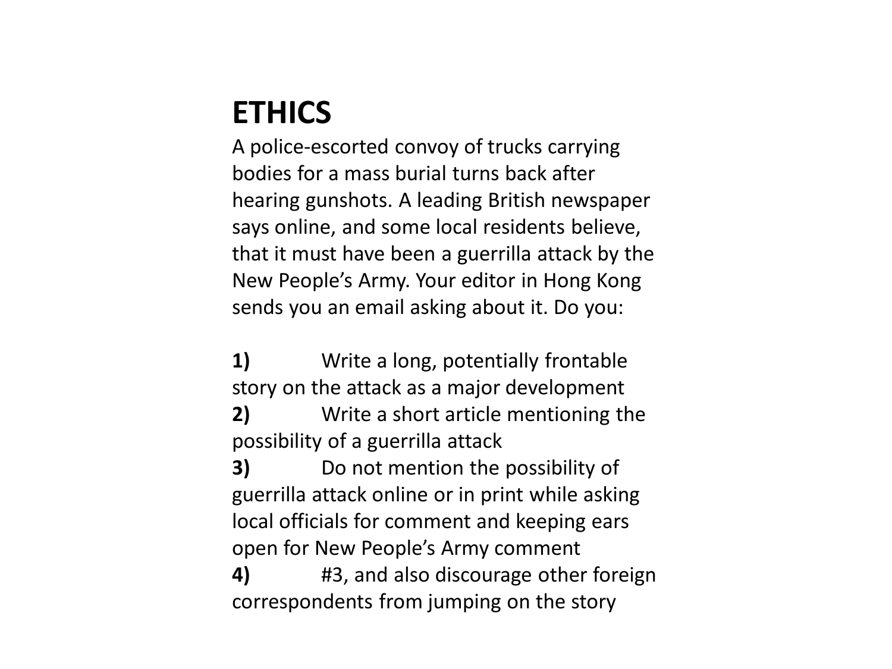# ETHICS

A police-escorted convoy of trucks carrying bodies for a mass burial turns back after hearing gunshots. A leading British newspaper says online, and some local residents believe, that it must have been a guerrilla attack by the New People's Army. Your editor in Hong Kong sends you an email asking about it. Do you:

**1)** Write a long, potentially frontable story on the attack as a major development

**2)** Write a short article mentioning the possibility of a guerrilla attack

**3)** Do not mention the possibility of guerrilla attack online or in print while asking local officials for comment and keeping ears open for New People's Army comment

**4)** #3, and also discourage other foreign correspondents from jumping on the story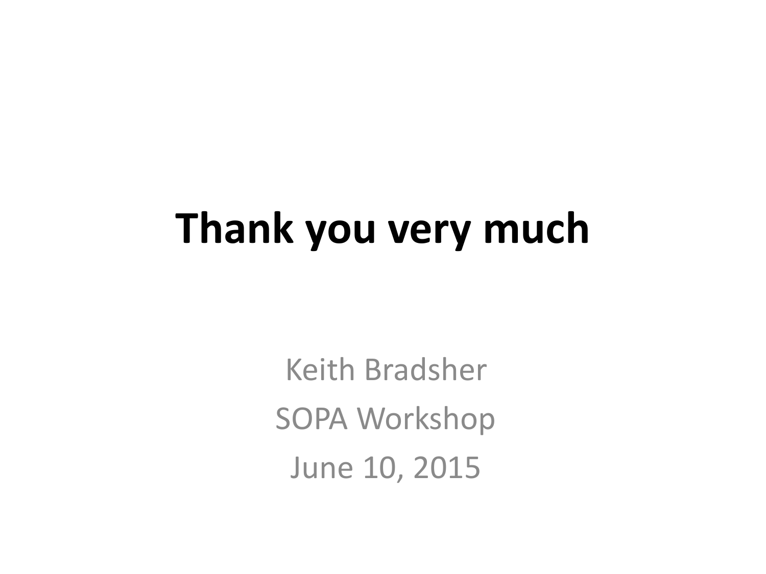# Thank you very much

Keith Bradsher

SOPA Workshop

June 10, 2015